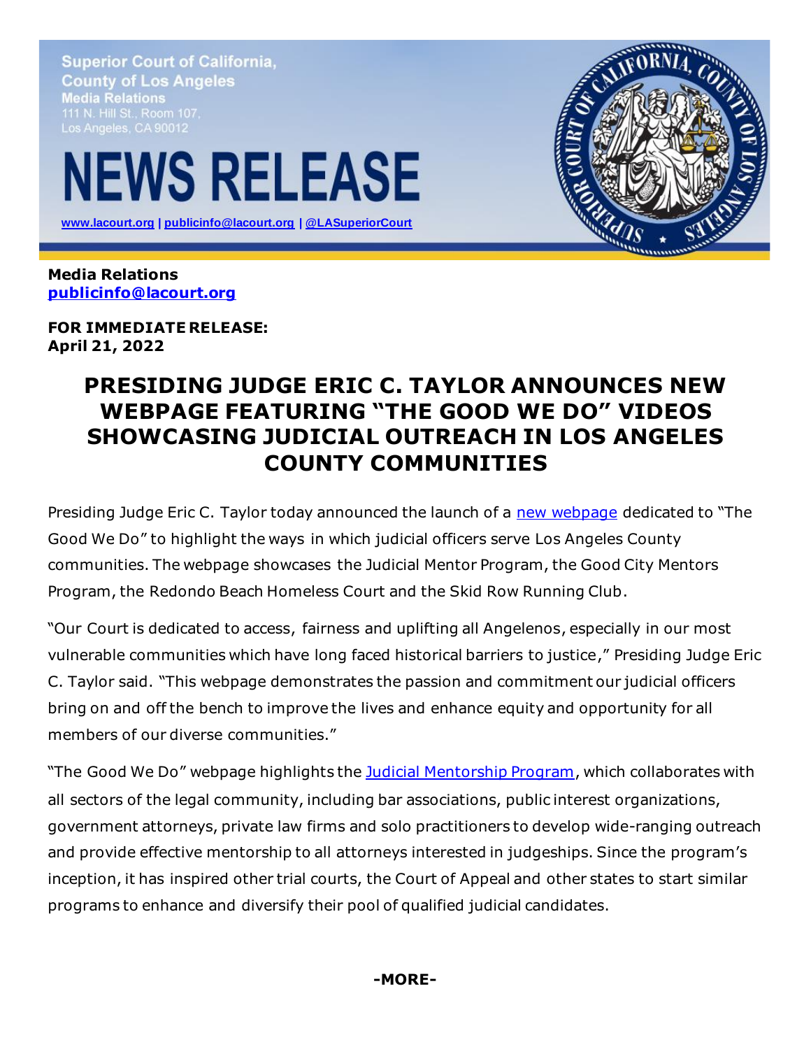Superior Court of California, County of Los Angeles
Media Relations
111 N. Hill St., Room 107,
Los Angeles, CA 90012

# NEWS RELEASE

www.lacourt.org | publicinfo@lacourt.org | @LASuperiorCourt

**Media Relations**
**publicinfo@lacourt.org**

**FOR IMMEDIATE RELEASE:**
**April 21, 2022**

## PRESIDING JUDGE ERIC C. TAYLOR ANNOUNCES NEW WEBPAGE FEATURING "THE GOOD WE DO" VIDEOS SHOWCASING JUDICIAL OUTREACH IN LOS ANGELES COUNTY COMMUNITIES

Presiding Judge Eric C. Taylor today announced the launch of a new webpage dedicated to "The Good We Do" to highlight the ways in which judicial officers serve Los Angeles County communities. The webpage showcases the Judicial Mentor Program, the Good City Mentors Program, the Redondo Beach Homeless Court and the Skid Row Running Club.

"Our Court is dedicated to access, fairness and uplifting all Angelenos, especially in our most vulnerable communities which have long faced historical barriers to justice," Presiding Judge Eric C. Taylor said. "This webpage demonstrates the passion and commitment our judicial officers bring on and off the bench to improve the lives and enhance equity and opportunity for all members of our diverse communities."

"The Good We Do" webpage highlights the Judicial Mentorship Program, which collaborates with all sectors of the legal community, including bar associations, public interest organizations, government attorneys, private law firms and solo practitioners to develop wide-ranging outreach and provide effective mentorship to all attorneys interested in judgeships. Since the program's inception, it has inspired other trial courts, the Court of Appeal and other states to start similar programs to enhance and diversify their pool of qualified judicial candidates.

**-MORE-**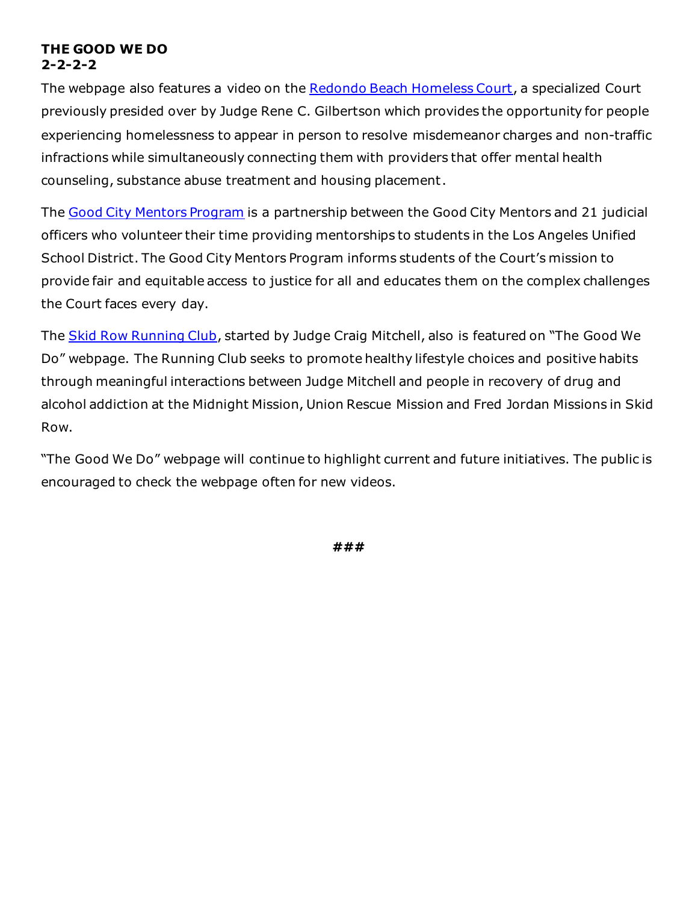**THE GOOD WE DO**
**2-2-2-2**

The webpage also features a video on the Redondo Beach Homeless Court, a specialized Court previously presided over by Judge Rene C. Gilbertson which provides the opportunity for people experiencing homelessness to appear in person to resolve misdemeanor charges and non-traffic infractions while simultaneously connecting them with providers that offer mental health counseling, substance abuse treatment and housing placement.

The Good City Mentors Program is a partnership between the Good City Mentors and 21 judicial officers who volunteer their time providing mentorships to students in the Los Angeles Unified School District. The Good City Mentors Program informs students of the Court's mission to provide fair and equitable access to justice for all and educates them on the complex challenges the Court faces every day.

The Skid Row Running Club, started by Judge Craig Mitchell, also is featured on "The Good We Do" webpage. The Running Club seeks to promote healthy lifestyle choices and positive habits through meaningful interactions between Judge Mitchell and people in recovery of drug and alcohol addiction at the Midnight Mission, Union Rescue Mission and Fred Jordan Missions in Skid Row.

"The Good We Do" webpage will continue to highlight current and future initiatives. The public is encouraged to check the webpage often for new videos.

###